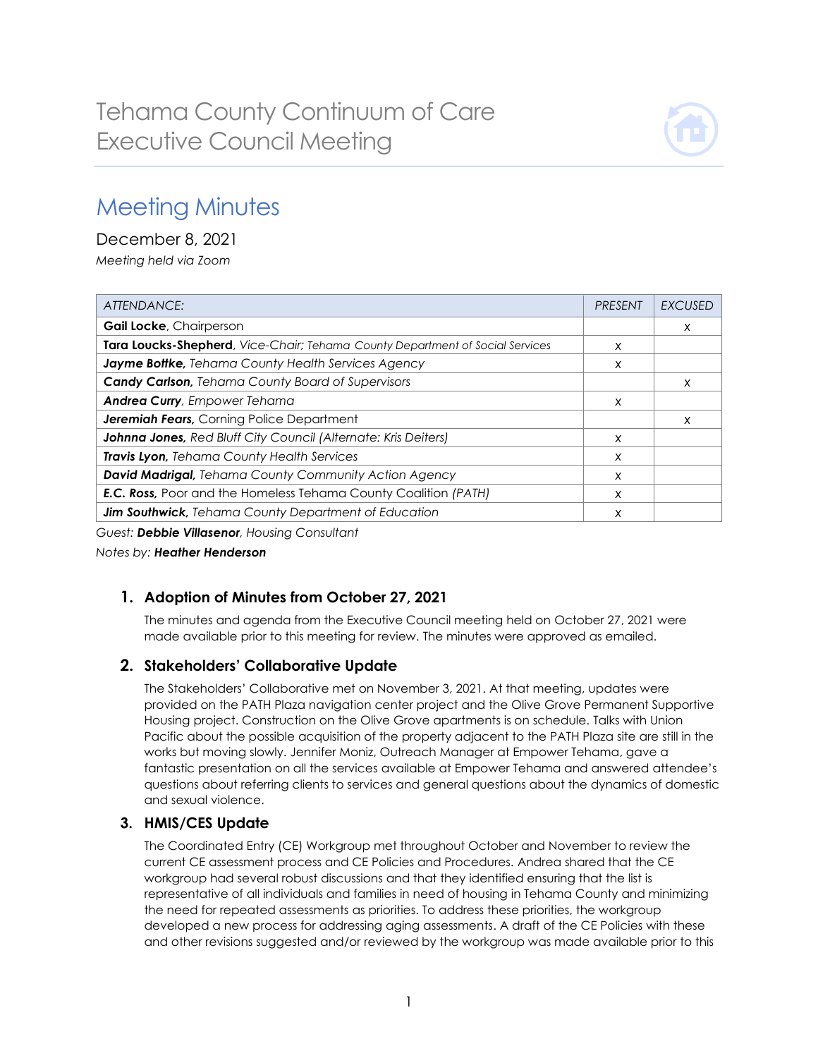# Tehama County Continuum of Care Executive Council Meeting

## Meeting Minutes

December 8, 2021

*Meeting held via Zoom*

| *ATTENDANCE:* | *PRESENT* | *EXCUSED* |
|---|---|---|
| **Gail Locke**, Chairperson | | x |
| **Tara Loucks-Shepherd**, *Vice-Chair; Tehama County Department of Social Services* | x | |
| ***Jayme Bottke,*** *Tehama County Health Services Agency* | x | |
| ***Candy Carlson,*** *Tehama County Board of Supervisors* | | x |
| ***Andrea Curry***, *Empower Tehama* | x | |
| ***Jeremiah Fears,*** Corning Police Department | | x |
| ***Johnna Jones,*** *Red Bluff City Council (Alternate: Kris Deiters)* | x | |
| ***Travis Lyon,*** *Tehama County Health Services* | x | |
| ***David Madrigal,*** *Tehama County Community Action Agency* | x | |
| ***E.C. Ross,*** Poor and the Homeless Tehama County Coalition *(PATH)* | x | |
| ***Jim Southwick,*** *Tehama County Department of Education* | x | |

*Guest:* ***Debbie Villasenor****, Housing Consultant*

*Notes by:* ***Heather Henderson***

### 1. Adoption of Minutes from October 27, 2021

The minutes and agenda from the Executive Council meeting held on October 27, 2021 were made available prior to this meeting for review. The minutes were approved as emailed.

### 2. Stakeholders' Collaborative Update

The Stakeholders' Collaborative met on November 3, 2021. At that meeting, updates were provided on the PATH Plaza navigation center project and the Olive Grove Permanent Supportive Housing project. Construction on the Olive Grove apartments is on schedule. Talks with Union Pacific about the possible acquisition of the property adjacent to the PATH Plaza site are still in the works but moving slowly. Jennifer Moniz, Outreach Manager at Empower Tehama, gave a fantastic presentation on all the services available at Empower Tehama and answered attendee's questions about referring clients to services and general questions about the dynamics of domestic and sexual violence.

### 3. HMIS/CES Update

The Coordinated Entry (CE) Workgroup met throughout October and November to review the current CE assessment process and CE Policies and Procedures. Andrea shared that the CE workgroup had several robust discussions and that they identified ensuring that the list is representative of all individuals and families in need of housing in Tehama County and minimizing the need for repeated assessments as priorities. To address these priorities, the workgroup developed a new process for addressing aging assessments. A draft of the CE Policies with these and other revisions suggested and/or reviewed by the workgroup was made available prior to this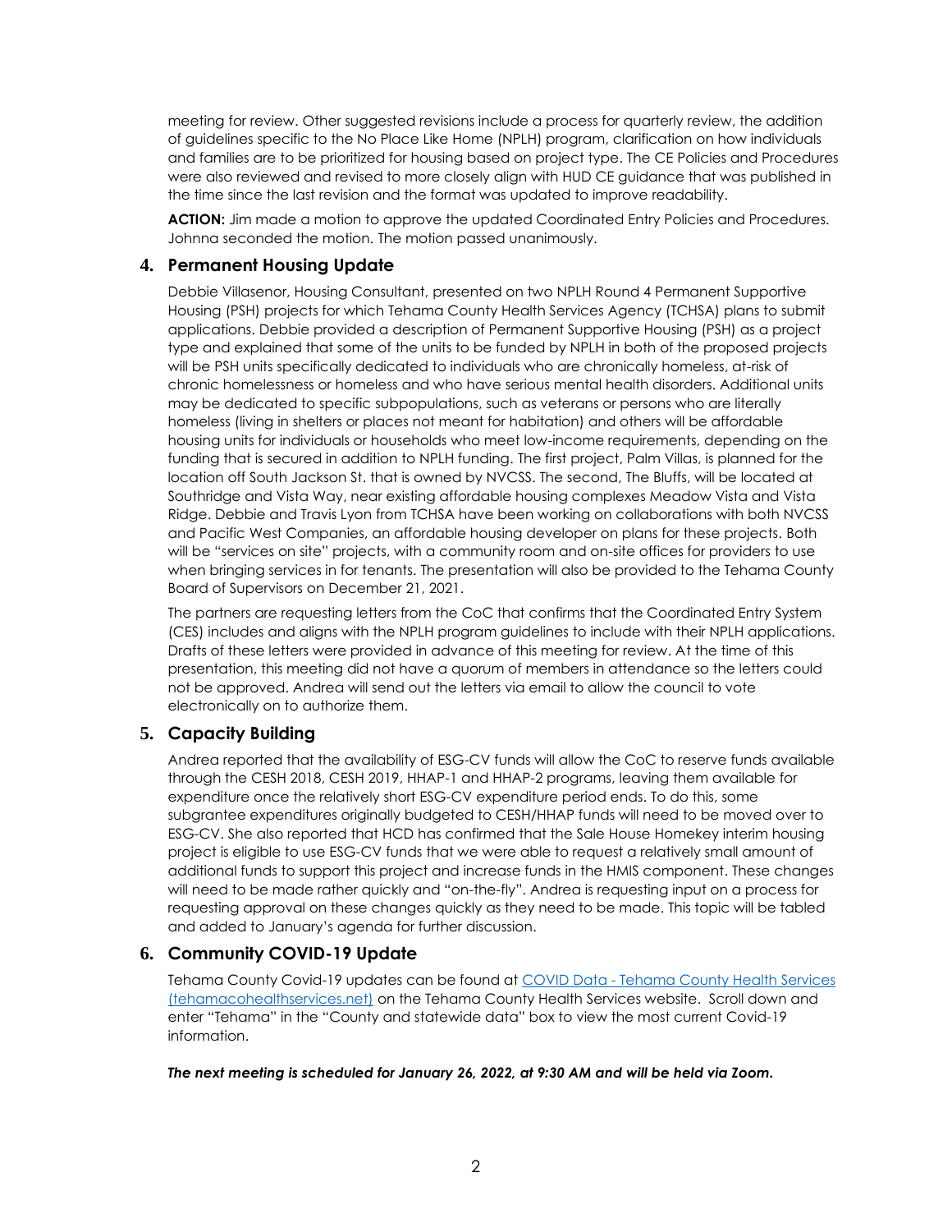meeting for review. Other suggested revisions include a process for quarterly review, the addition of guidelines specific to the No Place Like Home (NPLH) program, clarification on how individuals and families are to be prioritized for housing based on project type. The CE Policies and Procedures were also reviewed and revised to more closely align with HUD CE guidance that was published in the time since the last revision and the format was updated to improve readability.

**ACTION:** Jim made a motion to approve the updated Coordinated Entry Policies and Procedures. Johnna seconded the motion. The motion passed unanimously.

## 4. Permanent Housing Update

Debbie Villasenor, Housing Consultant, presented on two NPLH Round 4 Permanent Supportive Housing (PSH) projects for which Tehama County Health Services Agency (TCHSA) plans to submit applications. Debbie provided a description of Permanent Supportive Housing (PSH) as a project type and explained that some of the units to be funded by NPLH in both of the proposed projects will be PSH units specifically dedicated to individuals who are chronically homeless, at-risk of chronic homelessness or homeless and who have serious mental health disorders. Additional units may be dedicated to specific subpopulations, such as veterans or persons who are literally homeless (living in shelters or places not meant for habitation) and others will be affordable housing units for individuals or households who meet low-income requirements, depending on the funding that is secured in addition to NPLH funding. The first project, Palm Villas, is planned for the location off South Jackson St. that is owned by NVCSS. The second, The Bluffs, will be located at Southridge and Vista Way, near existing affordable housing complexes Meadow Vista and Vista Ridge. Debbie and Travis Lyon from TCHSA have been working on collaborations with both NVCSS and Pacific West Companies, an affordable housing developer on plans for these projects. Both will be "services on site" projects, with a community room and on-site offices for providers to use when bringing services in for tenants. The presentation will also be provided to the Tehama County Board of Supervisors on December 21, 2021.

The partners are requesting letters from the CoC that confirms that the Coordinated Entry System (CES) includes and aligns with the NPLH program guidelines to include with their NPLH applications. Drafts of these letters were provided in advance of this meeting for review. At the time of this presentation, this meeting did not have a quorum of members in attendance so the letters could not be approved. Andrea will send out the letters via email to allow the council to vote electronically on to authorize them.

## 5. Capacity Building

Andrea reported that the availability of ESG-CV funds will allow the CoC to reserve funds available through the CESH 2018, CESH 2019, HHAP-1 and HHAP-2 programs, leaving them available for expenditure once the relatively short ESG-CV expenditure period ends. To do this, some subgrantee expenditures originally budgeted to CESH/HHAP funds will need to be moved over to ESG-CV. She also reported that HCD has confirmed that the Sale House Homekey interim housing project is eligible to use ESG-CV funds that we were able to request a relatively small amount of additional funds to support this project and increase funds in the HMIS component. These changes will need to be made rather quickly and "on-the-fly". Andrea is requesting input on a process for requesting approval on these changes quickly as they need to be made. This topic will be tabled and added to January's agenda for further discussion.

## 6. Community COVID-19 Update

Tehama County Covid-19 updates can be found at [COVID Data - Tehama County Health Services (tehamacohealthservices.net)](tehamacohealthservices.net) on the Tehama County Health Services website. Scroll down and enter "Tehama" in the "County and statewide data" box to view the most current Covid-19 information.

***The next meeting is scheduled for January 26, 2022, at 9:30 AM and will be held via Zoom.***